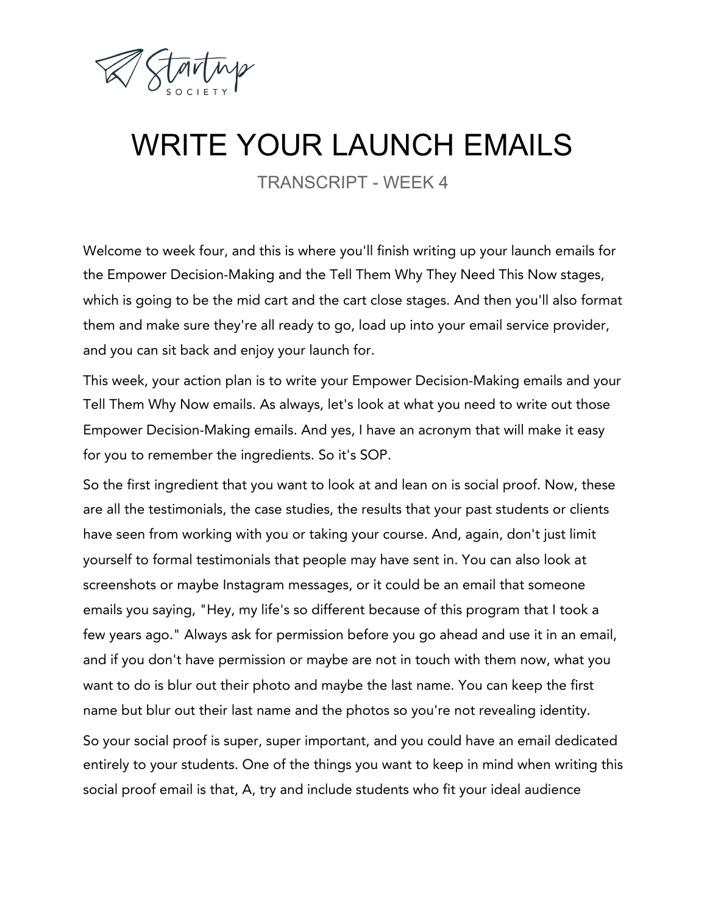# WRITE YOUR LAUNCH EMAILS

TRANSCRIPT - WEEK 4

Welcome to week four, and this is where you'll finish writing up your launch emails for the Empower Decision-Making and the Tell Them Why They Need This Now stages, which is going to be the mid cart and the cart close stages. And then you'll also format them and make sure they're all ready to go, load up into your email service provider, and you can sit back and enjoy your launch for.

This week, your action plan is to write your Empower Decision-Making emails and your Tell Them Why Now emails. As always, let's look at what you need to write out those Empower Decision-Making emails. And yes, I have an acronym that will make it easy for you to remember the ingredients. So it's SOP.

So the first ingredient that you want to look at and lean on is social proof. Now, these are all the testimonials, the case studies, the results that your past students or clients have seen from working with you or taking your course. And, again, don't just limit yourself to formal testimonials that people may have sent in. You can also look at screenshots or maybe Instagram messages, or it could be an email that someone emails you saying, "Hey, my life's so different because of this program that I took a few years ago." Always ask for permission before you go ahead and use it in an email, and if you don't have permission or maybe are not in touch with them now, what you want to do is blur out their photo and maybe the last name. You can keep the first name but blur out their last name and the photos so you're not revealing identity.

So your social proof is super, super important, and you could have an email dedicated entirely to your students. One of the things you want to keep in mind when writing this social proof email is that, A, try and include students who fit your ideal audience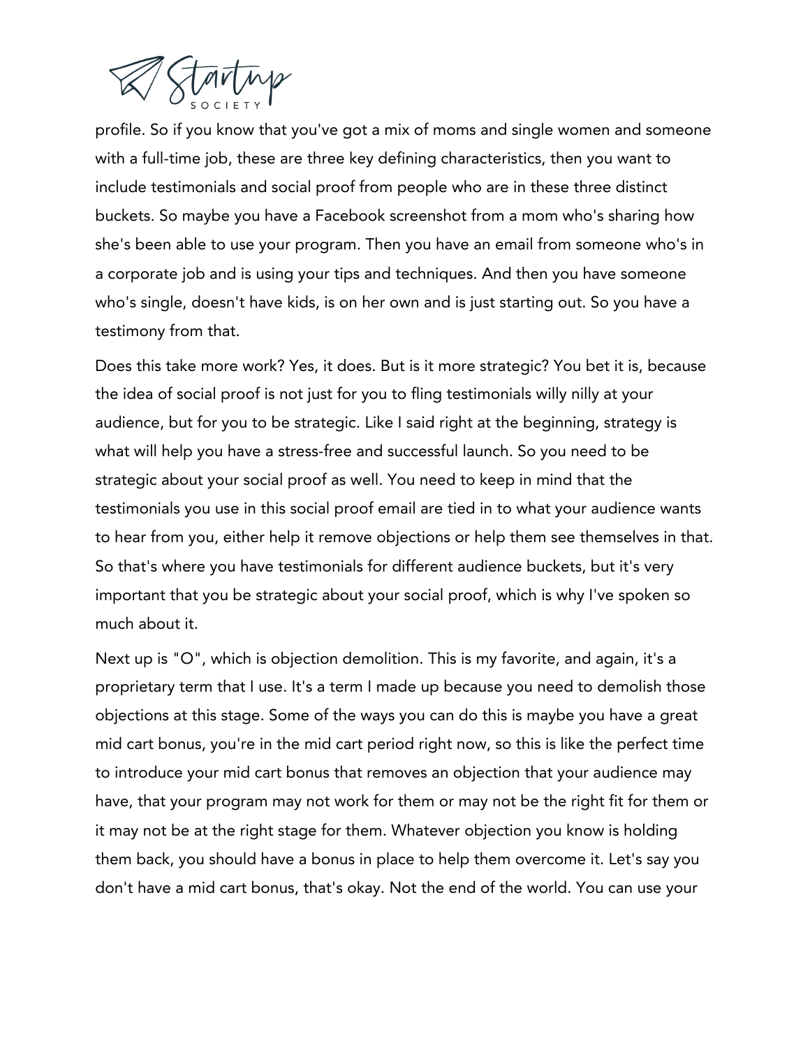profile. So if you know that you've got a mix of moms and single women and someone with a full-time job, these are three key defining characteristics, then you want to include testimonials and social proof from people who are in these three distinct buckets. So maybe you have a Facebook screenshot from a mom who's sharing how she's been able to use your program. Then you have an email from someone who's in a corporate job and is using your tips and techniques. And then you have someone who's single, doesn't have kids, is on her own and is just starting out. So you have a testimony from that.

Does this take more work? Yes, it does. But is it more strategic? You bet it is, because the idea of social proof is not just for you to fling testimonials willy nilly at your audience, but for you to be strategic. Like I said right at the beginning, strategy is what will help you have a stress-free and successful launch. So you need to be strategic about your social proof as well. You need to keep in mind that the testimonials you use in this social proof email are tied in to what your audience wants to hear from you, either help it remove objections or help them see themselves in that. So that's where you have testimonials for different audience buckets, but it's very important that you be strategic about your social proof, which is why I've spoken so much about it.

Next up is "O", which is objection demolition. This is my favorite, and again, it's a proprietary term that I use. It's a term I made up because you need to demolish those objections at this stage. Some of the ways you can do this is maybe you have a great mid cart bonus, you're in the mid cart period right now, so this is like the perfect time to introduce your mid cart bonus that removes an objection that your audience may have, that your program may not work for them or may not be the right fit for them or it may not be at the right stage for them. Whatever objection you know is holding them back, you should have a bonus in place to help them overcome it. Let's say you don't have a mid cart bonus, that's okay. Not the end of the world. You can use your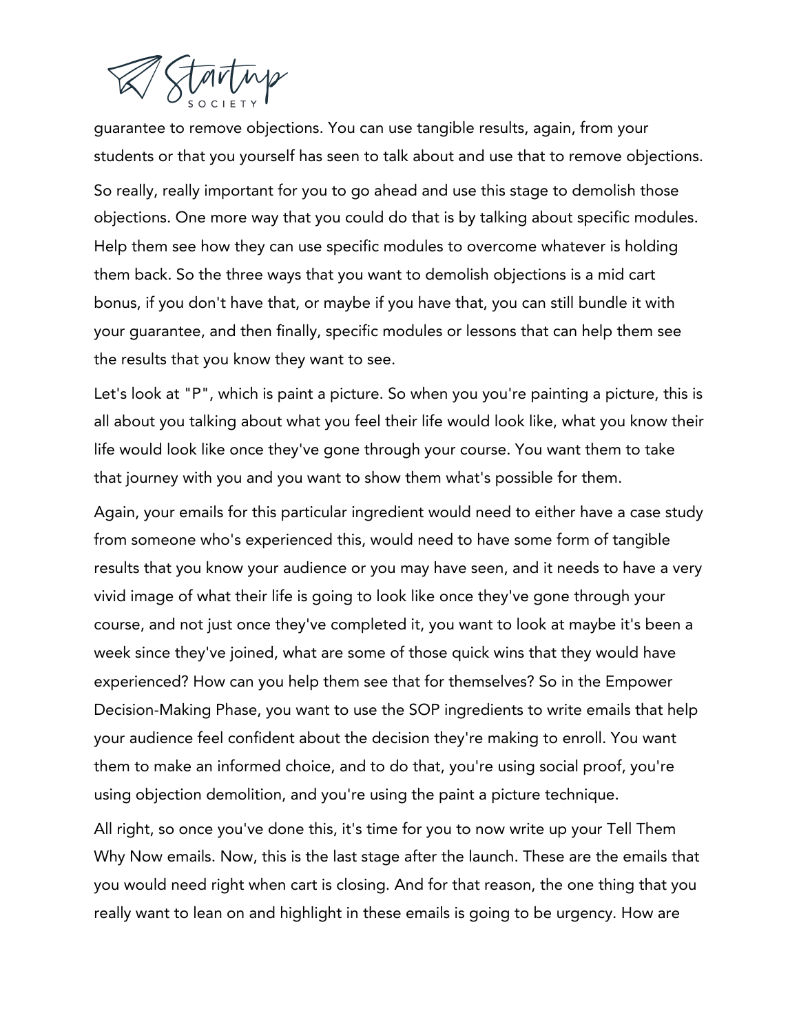guarantee to remove objections. You can use tangible results, again, from your students or that you yourself has seen to talk about and use that to remove objections.

So really, really important for you to go ahead and use this stage to demolish those objections. One more way that you could do that is by talking about specific modules. Help them see how they can use specific modules to overcome whatever is holding them back. So the three ways that you want to demolish objections is a mid cart bonus, if you don't have that, or maybe if you have that, you can still bundle it with your guarantee, and then finally, specific modules or lessons that can help them see the results that you know they want to see.

Let's look at "P", which is paint a picture. So when you you're painting a picture, this is all about you talking about what you feel their life would look like, what you know their life would look like once they've gone through your course. You want them to take that journey with you and you want to show them what's possible for them.

Again, your emails for this particular ingredient would need to either have a case study from someone who's experienced this, would need to have some form of tangible results that you know your audience or you may have seen, and it needs to have a very vivid image of what their life is going to look like once they've gone through your course, and not just once they've completed it, you want to look at maybe it's been a week since they've joined, what are some of those quick wins that they would have experienced? How can you help them see that for themselves? So in the Empower Decision-Making Phase, you want to use the SOP ingredients to write emails that help your audience feel confident about the decision they're making to enroll. You want them to make an informed choice, and to do that, you're using social proof, you're using objection demolition, and you're using the paint a picture technique.

All right, so once you've done this, it's time for you to now write up your Tell Them Why Now emails. Now, this is the last stage after the launch. These are the emails that you would need right when cart is closing. And for that reason, the one thing that you really want to lean on and highlight in these emails is going to be urgency. How are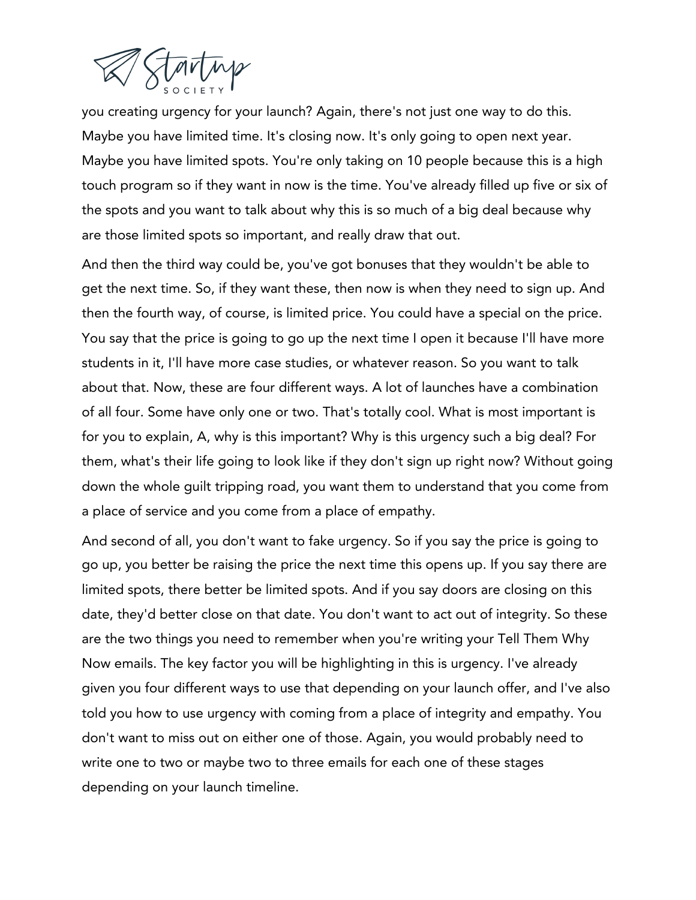you creating urgency for your launch? Again, there's not just one way to do this. Maybe you have limited time. It's closing now. It's only going to open next year. Maybe you have limited spots. You're only taking on 10 people because this is a high touch program so if they want in now is the time. You've already filled up five or six of the spots and you want to talk about why this is so much of a big deal because why are those limited spots so important, and really draw that out.

And then the third way could be, you've got bonuses that they wouldn't be able to get the next time. So, if they want these, then now is when they need to sign up. And then the fourth way, of course, is limited price. You could have a special on the price. You say that the price is going to go up the next time I open it because I'll have more students in it, I'll have more case studies, or whatever reason. So you want to talk about that. Now, these are four different ways. A lot of launches have a combination of all four. Some have only one or two. That's totally cool. What is most important is for you to explain, A, why is this important? Why is this urgency such a big deal? For them, what's their life going to look like if they don't sign up right now? Without going down the whole guilt tripping road, you want them to understand that you come from a place of service and you come from a place of empathy.

And second of all, you don't want to fake urgency. So if you say the price is going to go up, you better be raising the price the next time this opens up. If you say there are limited spots, there better be limited spots. And if you say doors are closing on this date, they'd better close on that date. You don't want to act out of integrity. So these are the two things you need to remember when you're writing your Tell Them Why Now emails. The key factor you will be highlighting in this is urgency. I've already given you four different ways to use that depending on your launch offer, and I've also told you how to use urgency with coming from a place of integrity and empathy. You don't want to miss out on either one of those. Again, you would probably need to write one to two or maybe two to three emails for each one of these stages depending on your launch timeline.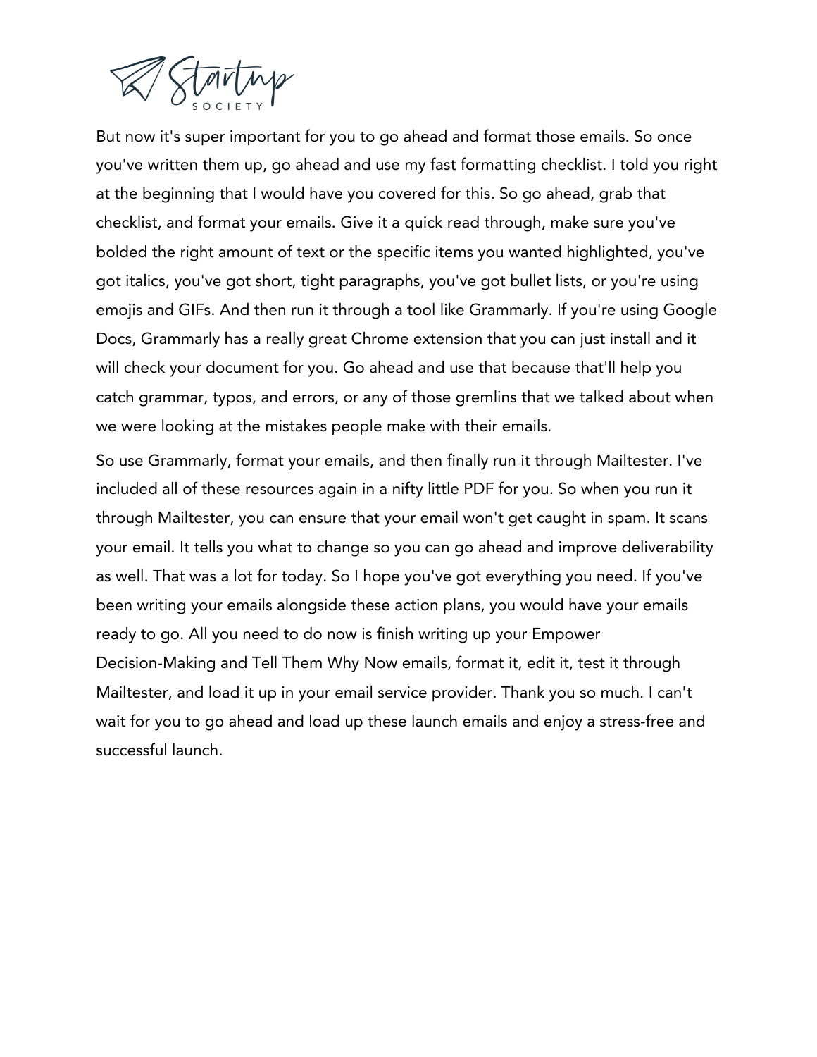But now it's super important for you to go ahead and format those emails. So once you've written them up, go ahead and use my fast formatting checklist. I told you right at the beginning that I would have you covered for this. So go ahead, grab that checklist, and format your emails. Give it a quick read through, make sure you've bolded the right amount of text or the specific items you wanted highlighted, you've got italics, you've got short, tight paragraphs, you've got bullet lists, or you're using emojis and GIFs. And then run it through a tool like Grammarly. If you're using Google Docs, Grammarly has a really great Chrome extension that you can just install and it will check your document for you. Go ahead and use that because that'll help you catch grammar, typos, and errors, or any of those gremlins that we talked about when we were looking at the mistakes people make with their emails.

So use Grammarly, format your emails, and then finally run it through Mailtester. I've included all of these resources again in a nifty little PDF for you. So when you run it through Mailtester, you can ensure that your email won't get caught in spam. It scans your email. It tells you what to change so you can go ahead and improve deliverability as well. That was a lot for today. So I hope you've got everything you need. If you've been writing your emails alongside these action plans, you would have your emails ready to go. All you need to do now is finish writing up your Empower Decision-Making and Tell Them Why Now emails, format it, edit it, test it through Mailtester, and load it up in your email service provider. Thank you so much. I can't wait for you to go ahead and load up these launch emails and enjoy a stress-free and successful launch.